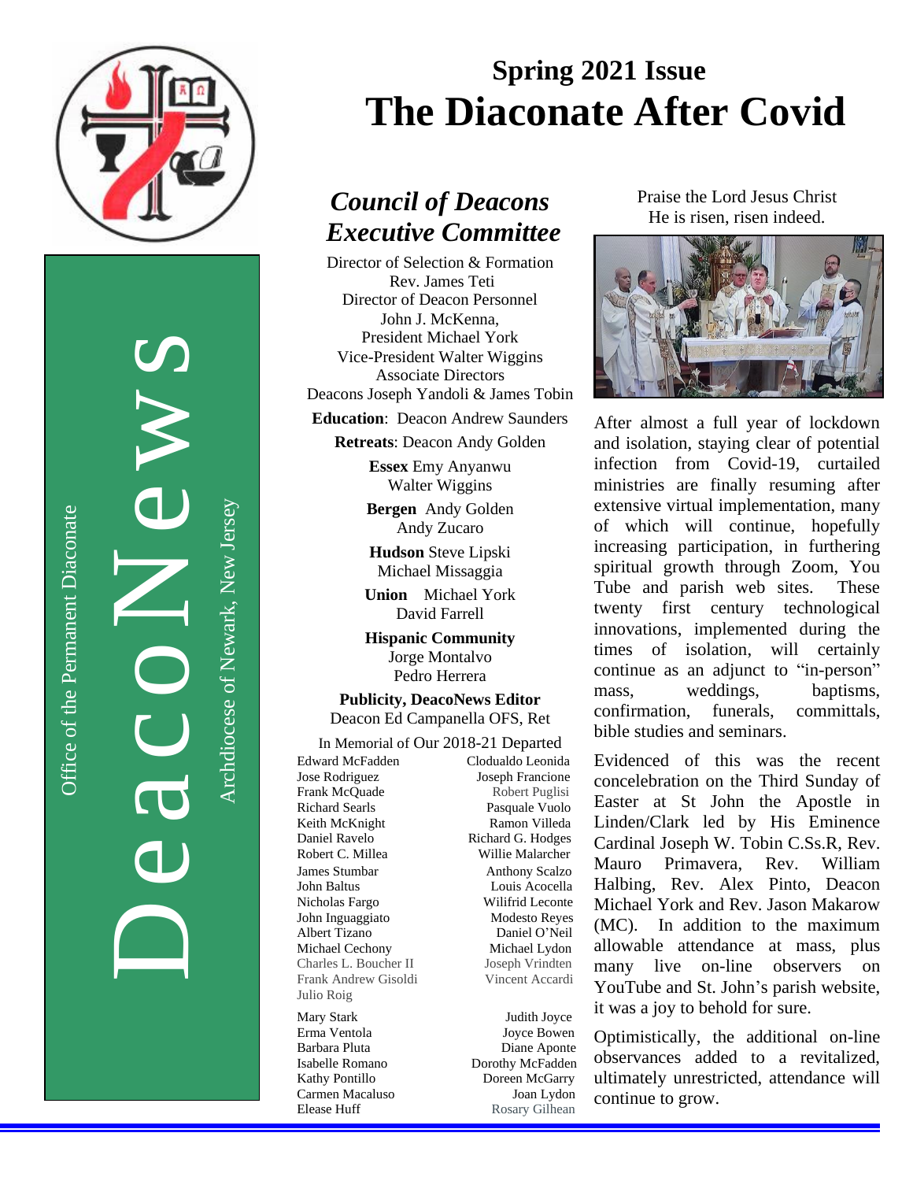DeacoNews

Office of the Permanent Diaconate

Archdiocese of Newark, New Jersey

# Spring 2021 Issue
# The Diaconate After Covid

## *Council of Deacons Executive Committee*

Director of Selection & Formation
Rev. James Teti
Director of Deacon Personnel
John J. McKenna,
President Michael York
Vice-President Walter Wiggins
Associate Directors
Deacons Joseph Yandoli & James Tobin

**Education**: Deacon Andrew Saunders

**Retreats**: Deacon Andy Golden

**Essex** Emy Anyanwu
Walter Wiggins

**Bergen** Andy Golden
Andy Zucaro

**Hudson** Steve Lipski
Michael Missaggia

**Union** Michael York
David Farrell

**Hispanic Community**
Jorge Montalvo
Pedro Herrera

**Publicity, DeacoNews Editor**
Deacon Ed Campanella OFS, Ret

In Memorial of Our 2018-21 Departed

Edward McFadden
Jose Rodriguez
Frank McQuade
Richard Searls
Keith McKnight
Daniel Ravelo
Robert C. Millea
James Stumbar
John Baltus
Nicholas Fargo
John Inguaggiato
Albert Tizano
Michael Cechony
Charles L. Boucher II
Frank Andrew Gisoldi
Julio Roig
Clodualdo Leonida
Joseph Francione
Robert Puglisi
Pasquale Vuolo
Ramon Villeda
Richard G. Hodges
Willie Malarcher
Anthony Scalzo
Louis Acocella
Wilifrid Leconte
Modesto Reyes
Daniel O'Neil
Michael Lydon
Joseph Vrindten
Vincent Accardi

Mary Stark
Erma Ventola
Barbara Pluta
Isabelle Romano
Kathy Pontillo
Carmen Macaluso
Elease Huff
Judith Joyce
Joyce Bowen
Diane Aponte
Dorothy McFadden
Doreen McGarry
Joan Lydon
Rosary Gilhean

Praise the Lord Jesus Christ
He is risen, risen indeed.

After almost a full year of lockdown and isolation, staying clear of potential infection from Covid-19, curtailed ministries are finally resuming after extensive virtual implementation, many of which will continue, hopefully increasing participation, in furthering spiritual growth through Zoom, You Tube and parish web sites. These twenty first century technological innovations, implemented during the times of isolation, will certainly continue as an adjunct to "in-person" mass, weddings, baptisms, confirmation, funerals, committals, bible studies and seminars.

Evidenced of this was the recent concelebration on the Third Sunday of Easter at St John the Apostle in Linden/Clark led by His Eminence Cardinal Joseph W. Tobin C.Ss.R, Rev. Mauro Primavera, Rev. William Halbing, Rev. Alex Pinto, Deacon Michael York and Rev. Jason Makarow (MC). In addition to the maximum allowable attendance at mass, plus many live on-line observers on YouTube and St. John's parish website, it was a joy to behold for sure.

Optimistically, the additional on-line observances added to a revitalized, ultimately unrestricted, attendance will continue to grow.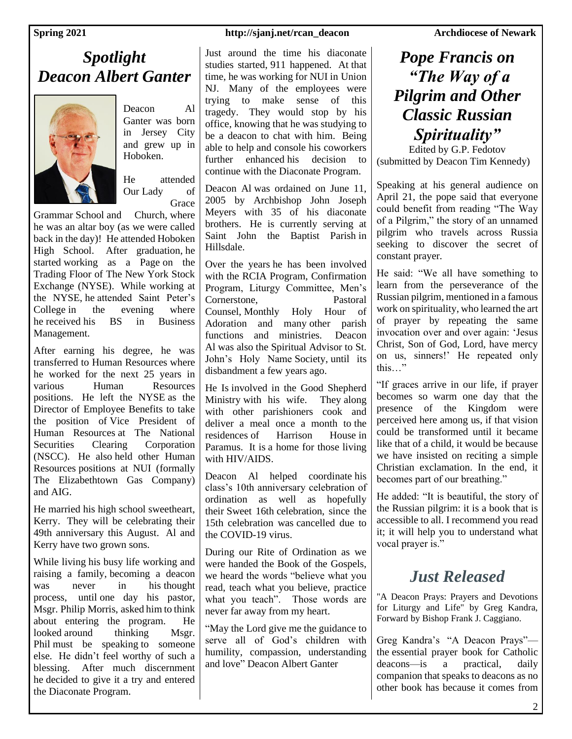# *Spotlight Deacon Albert Ganter*

Deacon Al Ganter was born in Jersey City and grew up in Hoboken.

He attended Our Lady of Grace Grammar School and Church, where he was an altar boy (as we were called back in the day)! He attended Hoboken High School. After graduation, he started working as a Page on the Trading Floor of The New York Stock Exchange (NYSE). While working at the NYSE, he attended Saint Peter's College in the evening where he received his BS in Business Management.

After earning his degree, he was transferred to Human Resources where he worked for the next 25 years in various Human Resources positions. He left the NYSE as the Director of Employee Benefits to take the position of Vice President of Human Resources at The National Securities Clearing Corporation (NSCC). He also held other Human Resources positions at NUI (formally The Elizabethtown Gas Company) and AIG.

He married his high school sweetheart, Kerry. They will be celebrating their 49th anniversary this August. Al and Kerry have two grown sons.

While living his busy life working and raising a family, becoming a deacon was never in his thought process, until one day his pastor, Msgr. Philip Morris, asked him to think about entering the program. He looked around thinking Msgr. Phil must be speaking to someone else. He didn't feel worthy of such a blessing. After much discernment he decided to give it a try and entered the Diaconate Program.

Just around the time his diaconate studies started, 911 happened. At that time, he was working for NUI in Union NJ. Many of the employees were trying to make sense of this tragedy. They would stop by his office, knowing that he was studying to be a deacon to chat with him. Being able to help and console his coworkers further enhanced his decision to continue with the Diaconate Program.

Deacon Al was ordained on June 11, 2005 by Archbishop John Joseph Meyers with 35 of his diaconate brothers. He is currently serving at Saint John the Baptist Parish in Hillsdale.

Over the years he has been involved with the RCIA Program, Confirmation Program, Liturgy Committee, Men's Cornerstone, Pastoral Counsel, Monthly Holy Hour of Adoration and many other parish functions and ministries. Deacon Al was also the Spiritual Advisor to St. John's Holy Name Society, until its disbandment a few years ago.

He Is involved in the Good Shepherd Ministry with his wife. They along with other parishioners cook and deliver a meal once a month to the residences of Harrison House in Paramus. It is a home for those living with HIV/AIDS.

Deacon Al helped coordinate his class's 10th anniversary celebration of ordination as well as hopefully their Sweet 16th celebration, since the 15th celebration was cancelled due to the COVID-19 virus.

During our Rite of Ordination as we were handed the Book of the Gospels, we heard the words "believe what you read, teach what you believe, practice what you teach". Those words are never far away from my heart.

"May the Lord give me the guidance to serve all of God's children with humility, compassion, understanding and love" Deacon Albert Ganter

# *Pope Francis on "The Way of a Pilgrim and Other Classic Russian Spirituality"*

Edited by G.P. Fedotov
(submitted by Deacon Tim Kennedy)

Speaking at his general audience on April 21, the pope said that everyone could benefit from reading "The Way of a Pilgrim," the story of an unnamed pilgrim who travels across Russia seeking to discover the secret of constant prayer.

He said: "We all have something to learn from the perseverance of the Russian pilgrim, mentioned in a famous work on spirituality, who learned the art of prayer by repeating the same invocation over and over again: 'Jesus Christ, Son of God, Lord, have mercy on us, sinners!' He repeated only this…"

"If graces arrive in our life, if prayer becomes so warm one day that the presence of the Kingdom were perceived here among us, if that vision could be transformed until it became like that of a child, it would be because we have insisted on reciting a simple Christian exclamation. In the end, it becomes part of our breathing."

He added: "It is beautiful, the story of the Russian pilgrim: it is a book that is accessible to all. I recommend you read it; it will help you to understand what vocal prayer is."

# *Just Released*

"A Deacon Prays: Prayers and Devotions for Liturgy and Life" by Greg Kandra, Forward by Bishop Frank J. Caggiano.

Greg Kandra's "A Deacon Prays"—the essential prayer book for Catholic deacons—is a practical, daily companion that speaks to deacons as no other book has because it comes from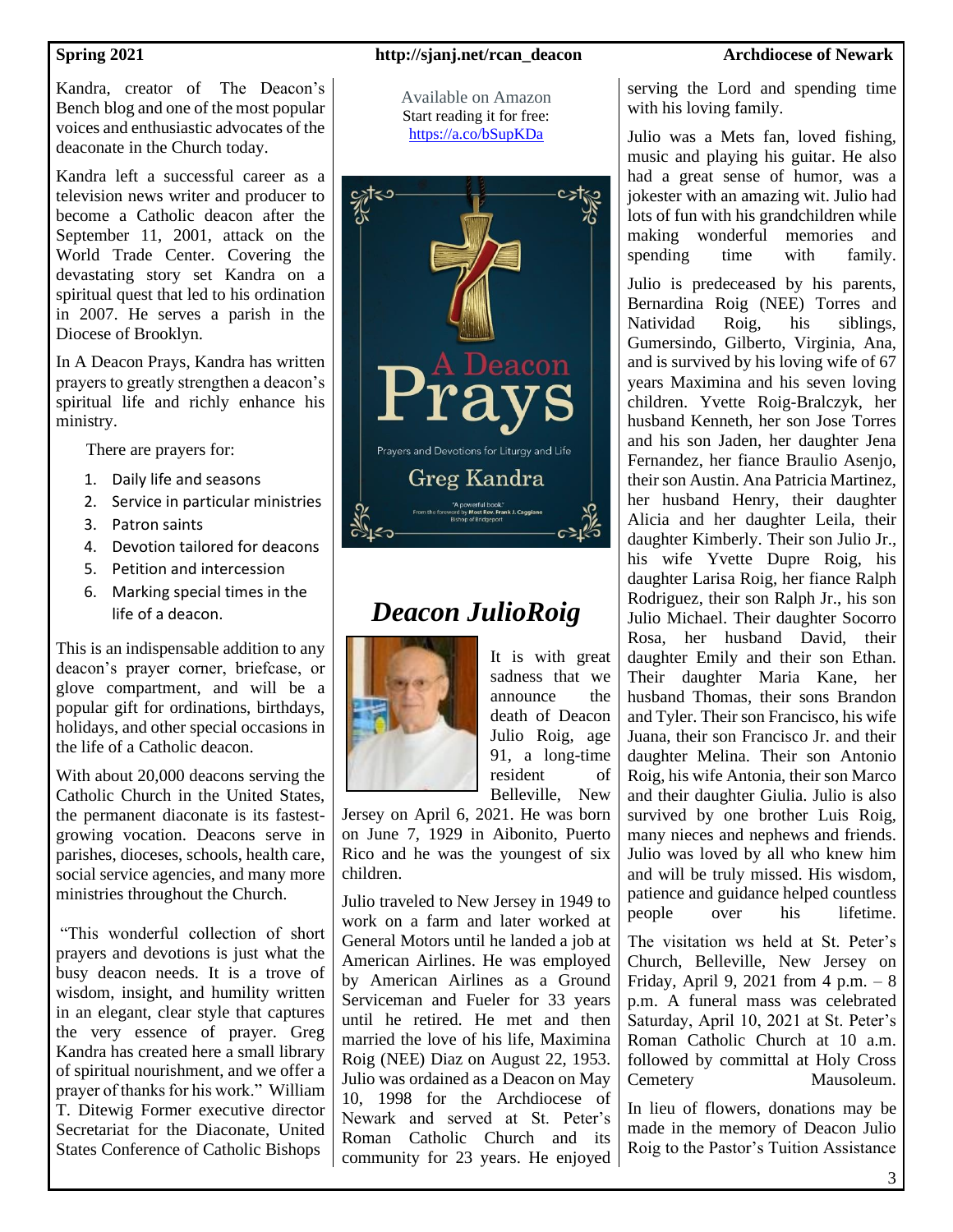Kandra, creator of The Deacon's Bench blog and one of the most popular voices and enthusiastic advocates of the deaconate in the Church today.

Kandra left a successful career as a television news writer and producer to become a Catholic deacon after the September 11, 2001, attack on the World Trade Center. Covering the devastating story set Kandra on a spiritual quest that led to his ordination in 2007. He serves a parish in the Diocese of Brooklyn.

In A Deacon Prays, Kandra has written prayers to greatly strengthen a deacon's spiritual life and richly enhance his ministry.

There are prayers for:

1. Daily life and seasons
2. Service in particular ministries
3. Patron saints
4. Devotion tailored for deacons
5. Petition and intercession
6. Marking special times in the life of a deacon.

This is an indispensable addition to any deacon's prayer corner, briefcase, or glove compartment, and will be a popular gift for ordinations, birthdays, holidays, and other special occasions in the life of a Catholic deacon.

With about 20,000 deacons serving the Catholic Church in the United States, the permanent diaconate is its fastest-growing vocation. Deacons serve in parishes, dioceses, schools, health care, social service agencies, and many more ministries throughout the Church.

"This wonderful collection of short prayers and devotions is just what the busy deacon needs. It is a trove of wisdom, insight, and humility written in an elegant, clear style that captures the very essence of prayer. Greg Kandra has created here a small library of spiritual nourishment, and we offer a prayer of thanks for his work." William T. Ditewig Former executive director Secretariat for the Diaconate, United States Conference of Catholic Bishops

Available on Amazon
Start reading it for free:
https://a.co/bSupKDa

A Deacon Prays
Prayers and Devotions for Liturgy and Life
Greg Kandra
"A powerful book"
From the foreword by Most Rev. Frank J. Caggiano
Bishop of Bridgeport

## *Deacon JulioRoig*

It is with great sadness that we announce the death of Deacon Julio Roig, age 91, a long-time resident of Belleville, New Jersey on April 6, 2021. He was born on June 7, 1929 in Aibonito, Puerto Rico and he was the youngest of six children.

Julio traveled to New Jersey in 1949 to work on a farm and later worked at General Motors until he landed a job at American Airlines. He was employed by American Airlines as a Ground Serviceman and Fueler for 33 years until he retired. He met and then married the love of his life, Maximina Roig (NEE) Diaz on August 22, 1953. Julio was ordained as a Deacon on May 10, 1998 for the Archdiocese of Newark and served at St. Peter's Roman Catholic Church and its community for 23 years. He enjoyed serving the Lord and spending time with his loving family.

Julio was a Mets fan, loved fishing, music and playing his guitar. He also had a great sense of humor, was a jokester with an amazing wit. Julio had lots of fun with his grandchildren while making wonderful memories and spending time with family.

Julio is predeceased by his parents, Bernardina Roig (NEE) Torres and Natividad Roig, his siblings, Gumersindo, Gilberto, Virginia, Ana, and is survived by his loving wife of 67 years Maximina and his seven loving children. Yvette Roig-Bralczyk, her husband Kenneth, her son Jose Torres and his son Jaden, her daughter Jena Fernandez, her fiance Braulio Asenjo, their son Austin. Ana Patricia Martinez, her husband Henry, their daughter Alicia and her daughter Leila, their daughter Kimberly. Their son Julio Jr., his wife Yvette Dupre Roig, his daughter Larisa Roig, her fiance Ralph Rodriguez, their son Ralph Jr., his son Julio Michael. Their daughter Socorro Rosa, her husband David, their daughter Emily and their son Ethan. Their daughter Maria Kane, her husband Thomas, their sons Brandon and Tyler. Their son Francisco, his wife Juana, their son Francisco Jr. and their daughter Melina. Their son Antonio Roig, his wife Antonia, their son Marco and their daughter Giulia. Julio is also survived by one brother Luis Roig, many nieces and nephews and friends. Julio was loved by all who knew him and will be truly missed. His wisdom, patience and guidance helped countless people over his lifetime.

The visitation ws held at St. Peter's Church, Belleville, New Jersey on Friday, April 9, 2021 from 4 p.m. – 8 p.m. A funeral mass was celebrated Saturday, April 10, 2021 at St. Peter's Roman Catholic Church at 10 a.m. followed by committal at Holy Cross Cemetery Mausoleum.

In lieu of flowers, donations may be made in the memory of Deacon Julio Roig to the Pastor's Tuition Assistance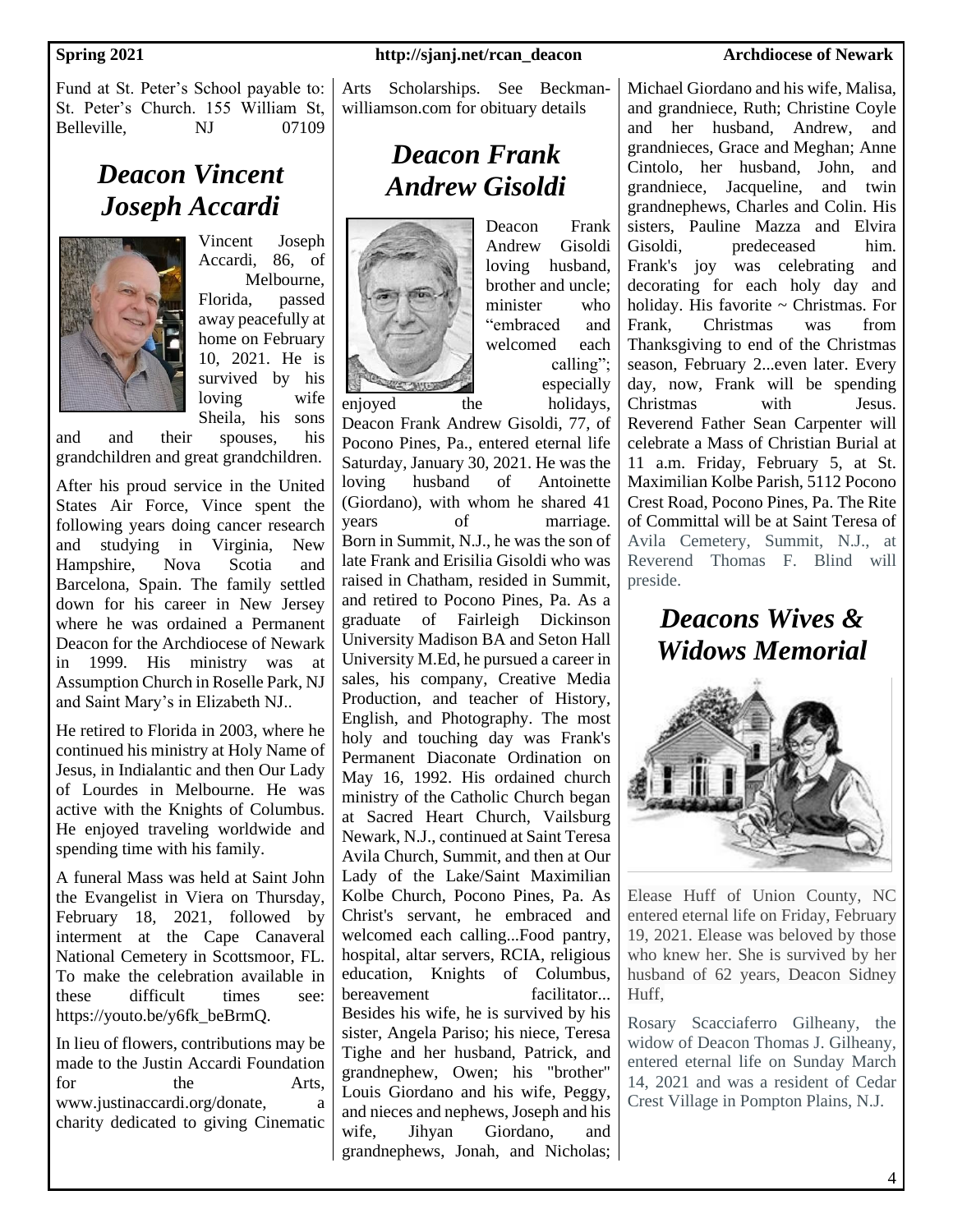Fund at St. Peter's School payable to: St. Peter's Church. 155 William St, Belleville, NJ 07109

## *Deacon Vincent Joseph Accardi*

Vincent Joseph Accardi, 86, of Melbourne, Florida, passed away peacefully at home on February 10, 2021. He is survived by his loving wife Sheila, his sons and and their spouses, his grandchildren and great grandchildren.

After his proud service in the United States Air Force, Vince spent the following years doing cancer research and studying in Virginia, New Hampshire, Nova Scotia and Barcelona, Spain. The family settled down for his career in New Jersey where he was ordained a Permanent Deacon for the Archdiocese of Newark in 1999. His ministry was at Assumption Church in Roselle Park, NJ and Saint Mary's in Elizabeth NJ..

He retired to Florida in 2003, where he continued his ministry at Holy Name of Jesus, in Indialantic and then Our Lady of Lourdes in Melbourne. He was active with the Knights of Columbus. He enjoyed traveling worldwide and spending time with his family.

A funeral Mass was held at Saint John the Evangelist in Viera on Thursday, February 18, 2021, followed by interment at the Cape Canaveral National Cemetery in Scottsmoor, FL. To make the celebration available in these difficult times see: https://youto.be/y6fk_beBrmQ.

In lieu of flowers, contributions may be made to the Justin Accardi Foundation for the Arts, www.justinaccardi.org/donate, a charity dedicated to giving Cinematic Arts Scholarships. See Beckman-williamson.com for obituary details

## *Deacon Frank Andrew Gisoldi*

Deacon Frank Andrew Gisoldi loving husband, brother and uncle; minister who "embraced and welcomed each calling"; especially enjoyed the holidays, Deacon Frank Andrew Gisoldi, 77, of Pocono Pines, Pa., entered eternal life Saturday, January 30, 2021. He was the loving husband of Antoinette (Giordano), with whom he shared 41 years of marriage. Born in Summit, N.J., he was the son of late Frank and Erisilia Gisoldi who was raised in Chatham, resided in Summit, and retired to Pocono Pines, Pa. As a graduate of Fairleigh Dickinson University Madison BA and Seton Hall University M.Ed, he pursued a career in sales, his company, Creative Media Production, and teacher of History, English, and Photography. The most holy and touching day was Frank's Permanent Diaconate Ordination on May 16, 1992. His ordained church ministry of the Catholic Church began at Sacred Heart Church, Vailsburg Newark, N.J., continued at Saint Teresa Avila Church, Summit, and then at Our Lady of the Lake/Saint Maximilian Kolbe Church, Pocono Pines, Pa. As Christ's servant, he embraced and welcomed each calling...Food pantry, hospital, altar servers, RCIA, religious education, Knights of Columbus, bereavement facilitator... Besides his wife, he is survived by his sister, Angela Pariso; his niece, Teresa Tighe and her husband, Patrick, and grandnephew, Owen; his "brother" Louis Giordano and his wife, Peggy, and nieces and nephews, Joseph and his wife, Jihyan Giordano, and grandnephews, Jonah, and Nicholas; Michael Giordano and his wife, Malisa, and grandniece, Ruth; Christine Coyle and her husband, Andrew, and grandnieces, Grace and Meghan; Anne Cintolo, her husband, John, and grandniece, Jacqueline, and twin grandnephews, Charles and Colin. His sisters, Pauline Mazza and Elvira Gisoldi, predeceased him. Frank's joy was celebrating and decorating for each holy day and holiday. His favorite ~ Christmas. For Frank, Christmas was from Thanksgiving to end of the Christmas season, February 2...even later. Every day, now, Frank will be spending Christmas with Jesus. Reverend Father Sean Carpenter will celebrate a Mass of Christian Burial at 11 a.m. Friday, February 5, at St. Maximilian Kolbe Parish, 5112 Pocono Crest Road, Pocono Pines, Pa. The Rite of Committal will be at Saint Teresa of Avila Cemetery, Summit, N.J., at Reverend Thomas F. Blind will preside.

## *Deacons Wives & Widows Memorial*

Elease Huff of Union County, NC entered eternal life on Friday, February 19, 2021. Elease was beloved by those who knew her. She is survived by her husband of 62 years, Deacon Sidney Huff,

Rosary Scacciaferro Gilheany, the widow of Deacon Thomas J. Gilheany, entered eternal life on Sunday March 14, 2021 and was a resident of Cedar Crest Village in Pompton Plains, N.J.